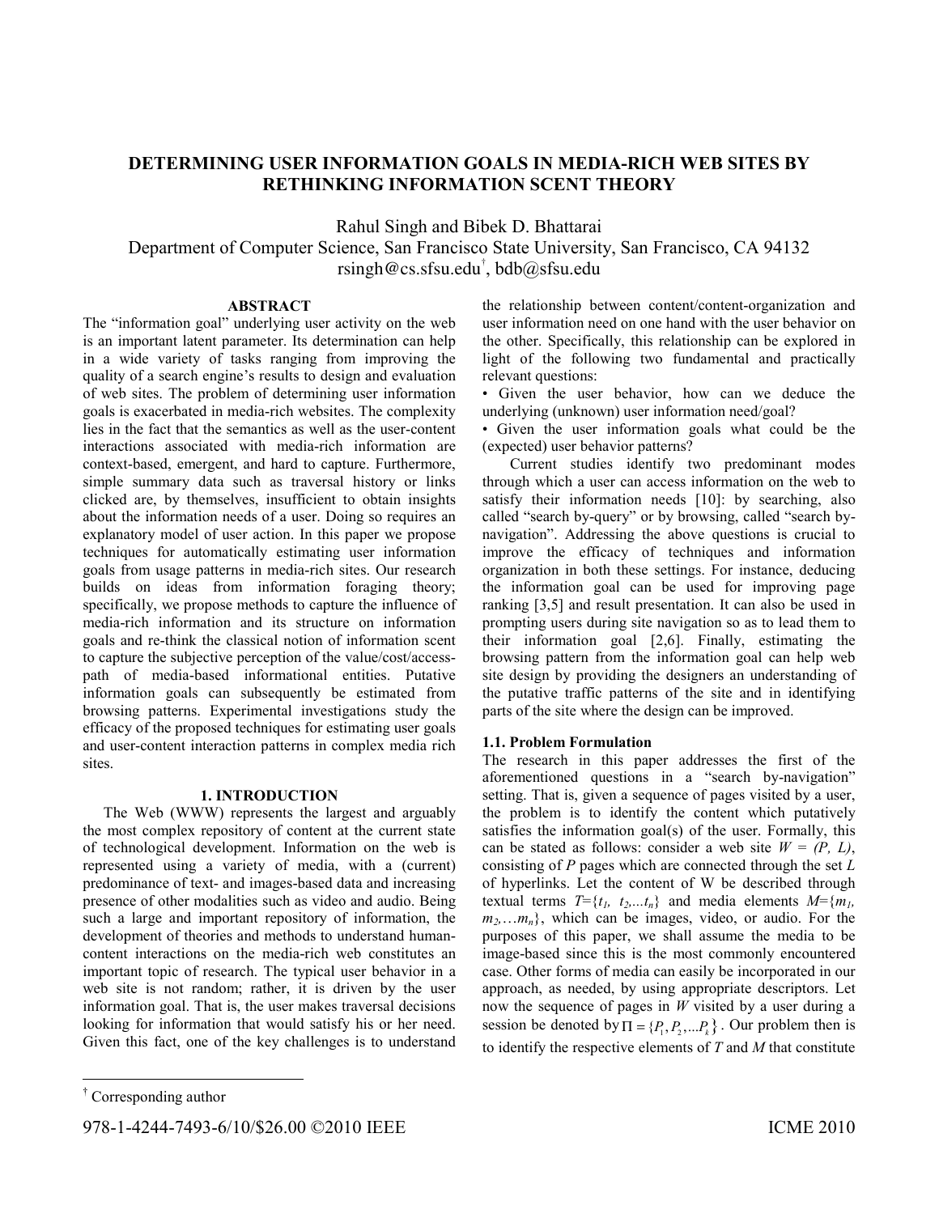# DETERMINING USER INFORMATION GOALS IN MEDIA-RICH WEB SITES BY RETHINKING INFORMATION SCENT THEORY

Rahul Singh and Bibek D. Bhattarai

Department of Computer Science, San Francisco State University, San Francisco, CA 94132

rsingh@cs.sfsu.edu[†], bdb@sfsu.edu

## ABSTRACT

The "information goal" underlying user activity on the web is an important latent parameter. Its determination can help in a wide variety of tasks ranging from improving the quality of a search engine's results to design and evaluation of web sites. The problem of determining user information goals is exacerbated in media-rich websites. The complexity lies in the fact that the semantics as well as the user-content interactions associated with media-rich information are context-based, emergent, and hard to capture. Furthermore, simple summary data such as traversal history or links clicked are, by themselves, insufficient to obtain insights about the information needs of a user. Doing so requires an explanatory model of user action. In this paper we propose techniques for automatically estimating user information goals from usage patterns in media-rich sites. Our research builds on ideas from information foraging theory; specifically, we propose methods to capture the influence of media-rich information and its structure on information goals and re-think the classical notion of information scent to capture the subjective perception of the value/cost/access-path of media-based informational entities. Putative information goals can subsequently be estimated from browsing patterns. Experimental investigations study the efficacy of the proposed techniques for estimating user goals and user-content interaction patterns in complex media rich sites.

## 1. INTRODUCTION

The Web (WWW) represents the largest and arguably the most complex repository of content at the current state of technological development. Information on the web is represented using a variety of media, with a (current) predominance of text- and images-based data and increasing presence of other modalities such as video and audio. Being such a large and important repository of information, the development of theories and methods to understand human-content interactions on the media-rich web constitutes an important topic of research. The typical user behavior in a web site is not random; rather, it is driven by the user information goal. That is, the user makes traversal decisions looking for information that would satisfy his or her need. Given this fact, one of the key challenges is to understand the relationship between content/content-organization and user information need on one hand with the user behavior on the other. Specifically, this relationship can be explored in light of the following two fundamental and practically relevant questions:

- Given the user behavior, how can we deduce the underlying (unknown) user information need/goal?
- Given the user information goals what could be the (expected) user behavior patterns?

Current studies identify two predominant modes through which a user can access information on the web to satisfy their information needs [10]: by searching, also called "search by-query" or by browsing, called "search by-navigation". Addressing the above questions is crucial to improve the efficacy of techniques and information organization in both these settings. For instance, deducing the information goal can be used for improving page ranking [3,5] and result presentation. It can also be used in prompting users during site navigation so as to lead them to their information goal [2,6]. Finally, estimating the browsing pattern from the information goal can help web site design by providing the designers an understanding of the putative traffic patterns of the site and in identifying parts of the site where the design can be improved.

### 1.1. Problem Formulation

The research in this paper addresses the first of the aforementioned questions in a "search by-navigation" setting. That is, given a sequence of pages visited by a user, the problem is to identify the content which putatively satisfies the information goal(s) of the user. Formally, this can be stated as follows: consider a web site $W = (P, L)$, consisting of $P$ pages which are connected through the set $L$ of hyperlinks. Let the content of W be described through textual terms $T=\{t_1, t_2,...t_n\}$ and media elements $M=\{m_1, m_2,...m_n\}$, which can be images, video, or audio. For the purposes of this paper, we shall assume the media to be image-based since this is the most commonly encountered case. Other forms of media can easily be incorporated in our approach, as needed, by using appropriate descriptors. Let now the sequence of pages in $W$ visited by a user during a session be denoted by $\Pi = \{P_1, P_2,...P_k\}$. Our problem then is to identify the respective elements of $T$ and $M$ that constitute

---

[†] Corresponding author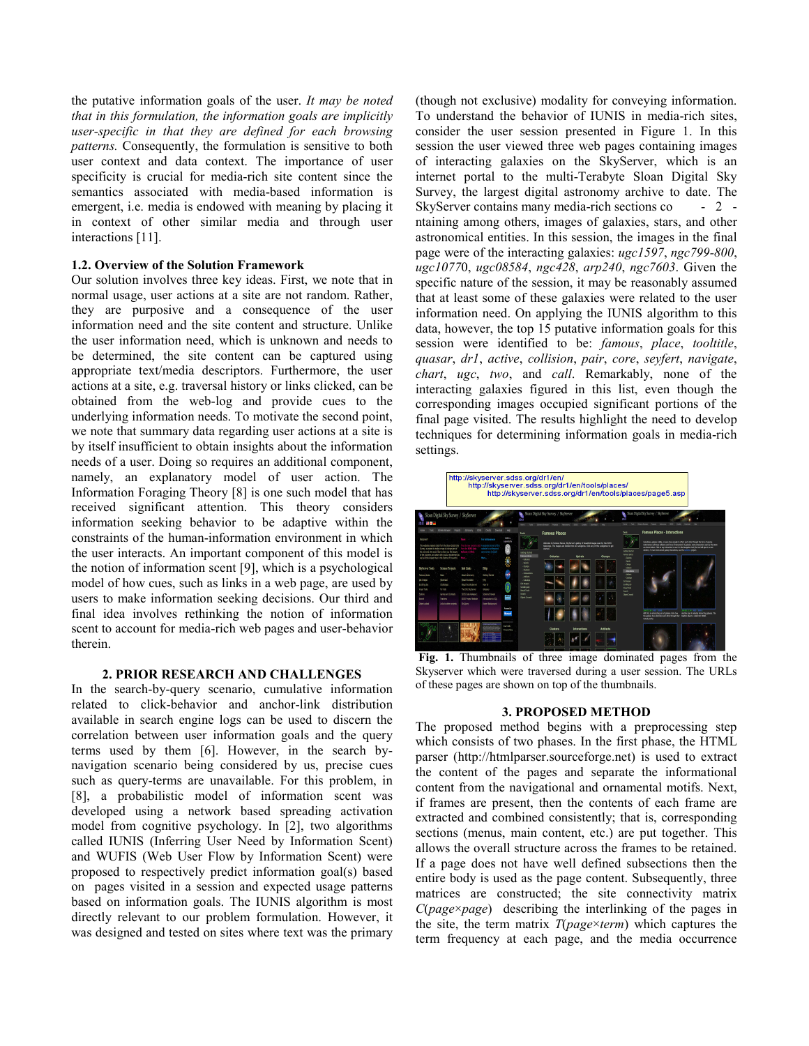the putative information goals of the user. *It may be noted that in this formulation, the information goals are implicitly user-specific in that they are defined for each browsing patterns.* Consequently, the formulation is sensitive to both user context and data context. The importance of user specificity is crucial for media-rich site content since the semantics associated with media-based information is emergent, i.e. media is endowed with meaning by placing it in context of other similar media and through user interactions [11].

### 1.2. Overview of the Solution Framework

Our solution involves three key ideas. First, we note that in normal usage, user actions at a site are not random. Rather, they are purposive and a consequence of the user information need and the site content and structure. Unlike the user information need, which is unknown and needs to be determined, the site content can be captured using appropriate text/media descriptors. Furthermore, the user actions at a site, e.g. traversal history or links clicked, can be obtained from the web-log and provide cues to the underlying information needs. To motivate the second point, we note that summary data regarding user actions at a site is by itself insufficient to obtain insights about the information needs of a user. Doing so requires an additional component, namely, an explanatory model of user action. The Information Foraging Theory [8] is one such model that has received significant attention. This theory considers information seeking behavior to be adaptive within the constraints of the human-information environment in which the user interacts. An important component of this model is the notion of information scent [9], which is a psychological model of how cues, such as links in a web page, are used by users to make information seeking decisions. Our third and final idea involves rethinking the notion of information scent to account for media-rich web pages and user-behavior therein.

## 2. PRIOR RESEARCH AND CHALLENGES

In the search-by-query scenario, cumulative information related to click-behavior and anchor-link distribution available in search engine logs can be used to discern the correlation between user information goals and the query terms used by them [6]. However, in the search by-navigation scenario being considered by us, precise cues such as query-terms are unavailable. For this problem, in [8], a probabilistic model of information scent was developed using a network based spreading activation model from cognitive psychology. In [2], two algorithms called IUNIS (Inferring User Need by Information Scent) and WUFIS (Web User Flow by Information Scent) were proposed to respectively predict information goal(s) based on pages visited in a session and expected usage patterns based on information goals. The IUNIS algorithm is most directly relevant to our problem formulation. However, it was designed and tested on sites where text was the primary (though not exclusive) modality for conveying information. To understand the behavior of IUNIS in media-rich sites, consider the user session presented in Figure 1. In this session the user viewed three web pages containing images of interacting galaxies on the SkyServer, which is an internet portal to the multi-Terabyte Sloan Digital Sky Survey, the largest digital astronomy archive to date. The SkyServer contains many media-rich sections containing among others, images of galaxies, stars, and other astronomical entities. In this session, the images in the final page were of the interacting galaxies: *ugc1597*, *ngc799-800*, *ugc1077*0, *ugc08584*, *ngc428*, *arp240*, *ngc7603*. Given the specific nature of the session, it may be reasonably assumed that at least some of these galaxies were related to the user information need. On applying the IUNIS algorithm to this data, however, the top 15 putative information goals for this session were identified to be: *famous*, *place*, *tooltitle*, *quasar*, *dr1*, *active*, *collision*, *pair*, *core*, *seyfert*, *navigate*, *chart*, *ugc*, *two*, and *call*. Remarkably, none of the interacting galaxies figured in this list, even though the corresponding images occupied significant portions of the final page visited. The results highlight the need to develop techniques for determining information goals in media-rich settings.

http://skyserver.sdss.org/dr1/en/
http://skyserver.sdss.org/dr1/en/tools/places/
http://skyserver.sdss.org/dr1/en/tools/places/page5.asp

**Fig. 1.** Thumbnails of three image dominated pages from the Skyserver which were traversed during a user session. The URLs of these pages are shown on top of the thumbnails.

## 3. PROPOSED METHOD

The proposed method begins with a preprocessing step which consists of two phases. In the first phase, the HTML parser (http://htmlparser.sourceforge.net) is used to extract the content of the pages and separate the informational content from the navigational and ornamental motifs. Next, if frames are present, then the contents of each frame are extracted and combined consistently; that is, corresponding sections (menus, main content, etc.) are put together. This allows the overall structure across the frames to be retained. If a page does not have well defined subsections then the entire body is used as the page content. Subsequently, three matrices are constructed; the site connectivity matrix $C(page{\times}page)$ describing the interlinking of the pages in the site, the term matrix $T(page{\times}term)$ which captures the term frequency at each page, and the media occurrence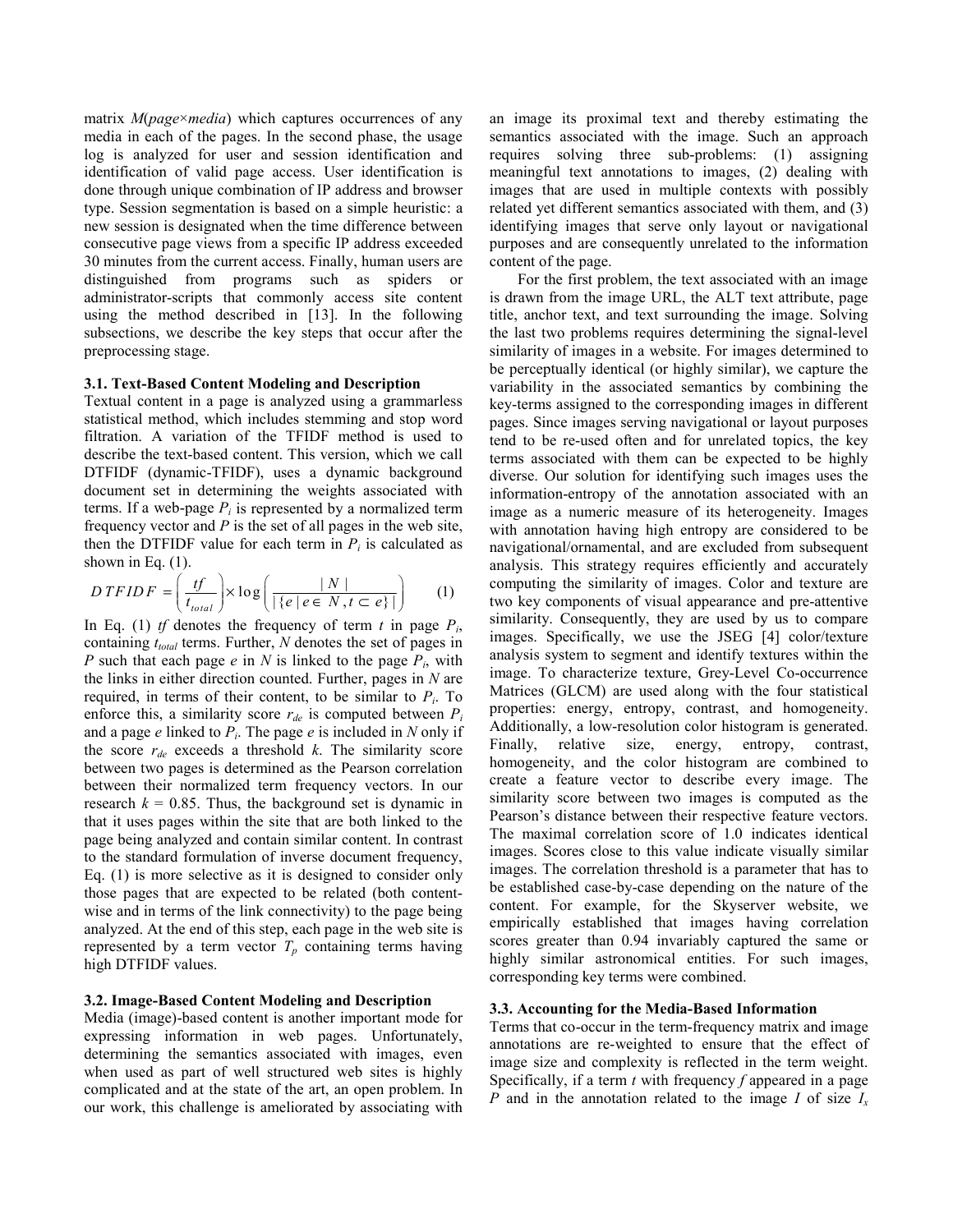matrix $M(page \times media)$ which captures occurrences of any media in each of the pages. In the second phase, the usage log is analyzed for user and session identification and identification of valid page access. User identification is done through unique combination of IP address and browser type. Session segmentation is based on a simple heuristic: a new session is designated when the time difference between consecutive page views from a specific IP address exceeded 30 minutes from the current access. Finally, human users are distinguished from programs such as spiders or administrator-scripts that commonly access site content using the method described in [13]. In the following subsections, we describe the key steps that occur after the preprocessing stage.

### 3.1. Text-Based Content Modeling and Description

Textual content in a page is analyzed using a grammarless statistical method, which includes stemming and stop word filtration. A variation of the TFIDF method is used to describe the text-based content. This version, which we call DTFIDF (dynamic-TFIDF), uses a dynamic background document set in determining the weights associated with terms. If a web-page $P_i$ is represented by a normalized term frequency vector and $P$ is the set of all pages in the web site, then the DTFIDF value for each term in $P_i$ is calculated as shown in Eq. (1).

$$DTFIDF = \left(\frac{tf}{t_{total}}\right) \times \log\left(\frac{|N|}{|\{e \mid e \in N, t \subset e\}|}\right) \qquad (1)$$

In Eq. (1) $tf$ denotes the frequency of term $t$ in page $P_i$, containing $t_{total}$ terms. Further, $N$ denotes the set of pages in $P$ such that each page $e$ in $N$ is linked to the page $P_i$, with the links in either direction counted. Further, pages in $N$ are required, in terms of their content, to be similar to $P_i$. To enforce this, a similarity score $r_{de}$ is computed between $P_i$ and a page $e$ linked to $P_i$. The page $e$ is included in $N$ only if the score $r_{de}$ exceeds a threshold $k$. The similarity score between two pages is determined as the Pearson correlation between their normalized term frequency vectors. In our research $k = 0.85$. Thus, the background set is dynamic in that it uses pages within the site that are both linked to the page being analyzed and contain similar content. In contrast to the standard formulation of inverse document frequency, Eq. (1) is more selective as it is designed to consider only those pages that are expected to be related (both content-wise and in terms of the link connectivity) to the page being analyzed. At the end of this step, each page in the web site is represented by a term vector $T_p$ containing terms having high DTFIDF values.

### 3.2. Image-Based Content Modeling and Description

Media (image)-based content is another important mode for expressing information in web pages. Unfortunately, determining the semantics associated with images, even when used as part of well structured web sites is highly complicated and at the state of the art, an open problem. In our work, this challenge is ameliorated by associating with an image its proximal text and thereby estimating the semantics associated with the image. Such an approach requires solving three sub-problems: (1) assigning meaningful text annotations to images, (2) dealing with images that are used in multiple contexts with possibly related yet different semantics associated with them, and (3) identifying images that serve only layout or navigational purposes and are consequently unrelated to the information content of the page.

For the first problem, the text associated with an image is drawn from the image URL, the ALT text attribute, page title, anchor text, and text surrounding the image. Solving the last two problems requires determining the signal-level similarity of images in a website. For images determined to be perceptually identical (or highly similar), we capture the variability in the associated semantics by combining the key-terms assigned to the corresponding images in different pages. Since images serving navigational or layout purposes tend to be re-used often and for unrelated topics, the key terms associated with them can be expected to be highly diverse. Our solution for identifying such images uses the information-entropy of the annotation associated with an image as a numeric measure of its heterogeneity. Images with annotation having high entropy are considered to be navigational/ornamental, and are excluded from subsequent analysis. This strategy requires efficiently and accurately computing the similarity of images. Color and texture are two key components of visual appearance and pre-attentive similarity. Consequently, they are used by us to compare images. Specifically, we use the JSEG [4] color/texture analysis system to segment and identify textures within the image. To characterize texture, Grey-Level Co-occurrence Matrices (GLCM) are used along with the four statistical properties: energy, entropy, contrast, and homogeneity. Additionally, a low-resolution color histogram is generated. Finally, relative size, energy, entropy, contrast, homogeneity, and the color histogram are combined to create a feature vector to describe every image. The similarity score between two images is computed as the Pearson's distance between their respective feature vectors. The maximal correlation score of 1.0 indicates identical images. Scores close to this value indicate visually similar images. The correlation threshold is a parameter that has to be established case-by-case depending on the nature of the content. For example, for the Skyserver website, we empirically established that images having correlation scores greater than 0.94 invariably captured the same or highly similar astronomical entities. For such images, corresponding key terms were combined.

### 3.3. Accounting for the Media-Based Information

Terms that co-occur in the term-frequency matrix and image annotations are re-weighted to ensure that the effect of image size and complexity is reflected in the term weight. Specifically, if a term $t$ with frequency $f$ appeared in a page $P$ and in the annotation related to the image $I$ of size $I_x$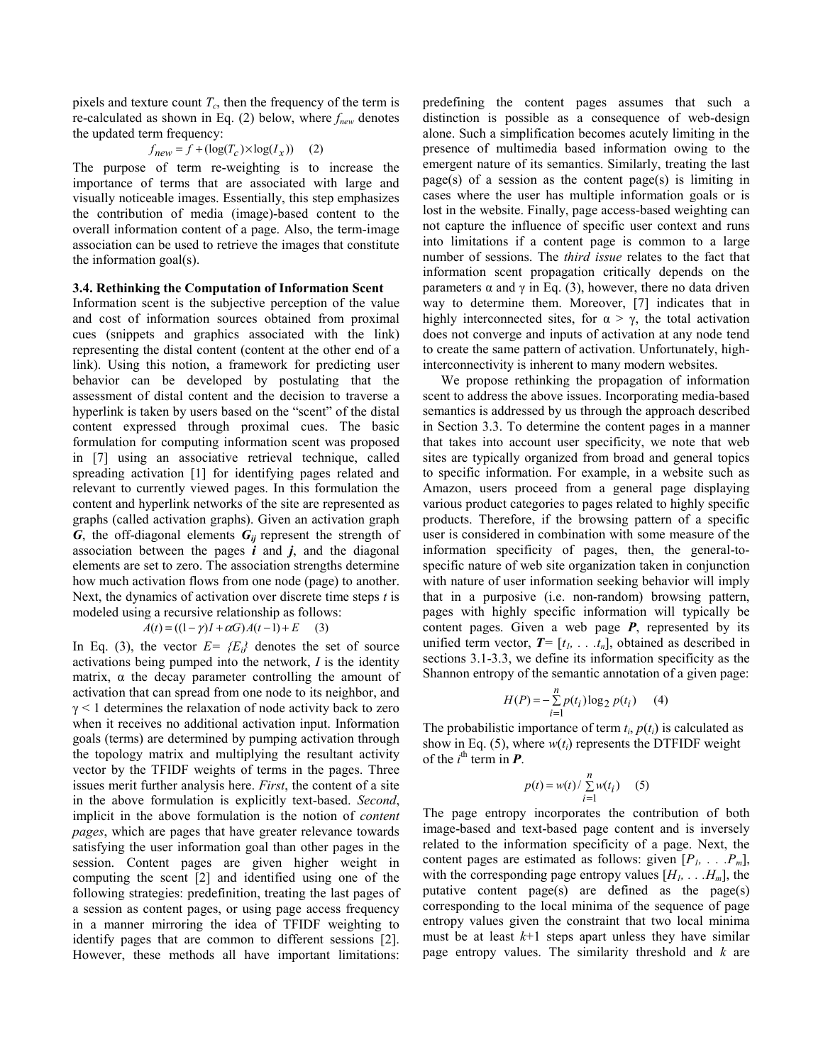pixels and texture count $T_c$, then the frequency of the term is re-calculated as shown in Eq. (2) below, where $f_{new}$ denotes the updated term frequency:

$$f_{new} = f + (\log(T_c) \times \log(I_x)) \quad (2)$$

The purpose of term re-weighting is to increase the importance of terms that are associated with large and visually noticeable images. Essentially, this step emphasizes the contribution of media (image)-based content to the overall information content of a page. Also, the term-image association can be used to retrieve the images that constitute the information goal(s).

### 3.4. Rethinking the Computation of Information Scent

Information scent is the subjective perception of the value and cost of information sources obtained from proximal cues (snippets and graphics associated with the link) representing the distal content (content at the other end of a link). Using this notion, a framework for predicting user behavior can be developed by postulating that the assessment of distal content and the decision to traverse a hyperlink is taken by users based on the "scent" of the distal content expressed through proximal cues. The basic formulation for computing information scent was proposed in [7] using an associative retrieval technique, called spreading activation [1] for identifying pages related and relevant to currently viewed pages. In this formulation the content and hyperlink networks of the site are represented as graphs (called activation graphs). Given an activation graph $\boldsymbol{G}$, the off-diagonal elements $\boldsymbol{G_{ij}}$ represent the strength of association between the pages $\boldsymbol{i}$ and $\boldsymbol{j}$, and the diagonal elements are set to zero. The association strengths determine how much activation flows from one node (page) to another. Next, the dynamics of activation over discrete time steps $t$ is modeled using a recursive relationship as follows:

$$A(t) = ((1-\gamma)I + \alpha G)A(t-1) + E \quad (3)$$

In Eq. (3), the vector $E= \{E_i\}$ denotes the set of source activations being pumped into the network, $I$ is the identity matrix, α the decay parameter controlling the amount of activation that can spread from one node to its neighbor, and $\gamma < 1$ determines the relaxation of node activity back to zero when it receives no additional activation input. Information goals (terms) are determined by pumping activation through the topology matrix and multiplying the resultant activity vector by the TFIDF weights of terms in the pages. Three issues merit further analysis here. *First*, the content of a site in the above formulation is explicitly text-based. *Second*, implicit in the above formulation is the notion of *content pages*, which are pages that have greater relevance towards satisfying the user information goal than other pages in the session. Content pages are given higher weight in computing the scent [2] and identified using one of the following strategies: predefinition, treating the last pages of a session as content pages, or using page access frequency in a manner mirroring the idea of TFIDF weighting to identify pages that are common to different sessions [2]. However, these methods all have important limitations: predefining the content pages assumes that such a distinction is possible as a consequence of web-design alone. Such a simplification becomes acutely limiting in the presence of multimedia based information owing to the emergent nature of its semantics. Similarly, treating the last page(s) of a session as the content page(s) is limiting in cases where the user has multiple information goals or is lost in the website. Finally, page access-based weighting can not capture the influence of specific user context and runs into limitations if a content page is common to a large number of sessions. The *third issue* relates to the fact that information scent propagation critically depends on the parameters α and γ in Eq. (3), however, there no data driven way to determine them. Moreover, [7] indicates that in highly interconnected sites, for $\alpha > \gamma$, the total activation does not converge and inputs of activation at any node tend to create the same pattern of activation. Unfortunately, high-interconnectivity is inherent to many modern websites.

We propose rethinking the propagation of information scent to address the above issues. Incorporating media-based semantics is addressed by us through the approach described in Section 3.3. To determine the content pages in a manner that takes into account user specificity, we note that web sites are typically organized from broad and general topics to specific information. For example, in a website such as Amazon, users proceed from a general page displaying various product categories to pages related to highly specific products. Therefore, if the browsing pattern of a specific user is considered in combination with some measure of the information specificity of pages, then, the general-to-specific nature of web site organization taken in conjunction with nature of user information seeking behavior will imply that in a purposive (i.e. non-random) browsing pattern, pages with highly specific information will typically be content pages. Given a web page $\boldsymbol{P}$, represented by its unified term vector, $\boldsymbol{T}= [t_1, \ldots t_n]$, obtained as described in sections 3.1-3.3, we define its information specificity as the Shannon entropy of the semantic annotation of a given page:

$$H(P) = -\sum_{i=1}^{n} p(t_i)\log_2 p(t_i) \quad (4)$$

The probabilistic importance of term $t_i$, $p(t_i)$ is calculated as show in Eq. (5), where $w(t_i)$ represents the DTFIDF weight of the $i^{\text{th}}$ term in $\boldsymbol{P}$.

$$p(t) = w(t) / \sum_{i=1}^{n} w(t_i) \quad (5)$$

The page entropy incorporates the contribution of both image-based and text-based page content and is inversely related to the information specificity of a page. Next, the content pages are estimated as follows: given $[P_1, \ldots P_m]$, with the corresponding page entropy values $[H_1, \ldots H_m]$, the putative content page(s) are defined as the page(s) corresponding to the local minima of the sequence of page entropy values given the constraint that two local minima must be at least $k$+1 steps apart unless they have similar page entropy values. The similarity threshold and $k$ are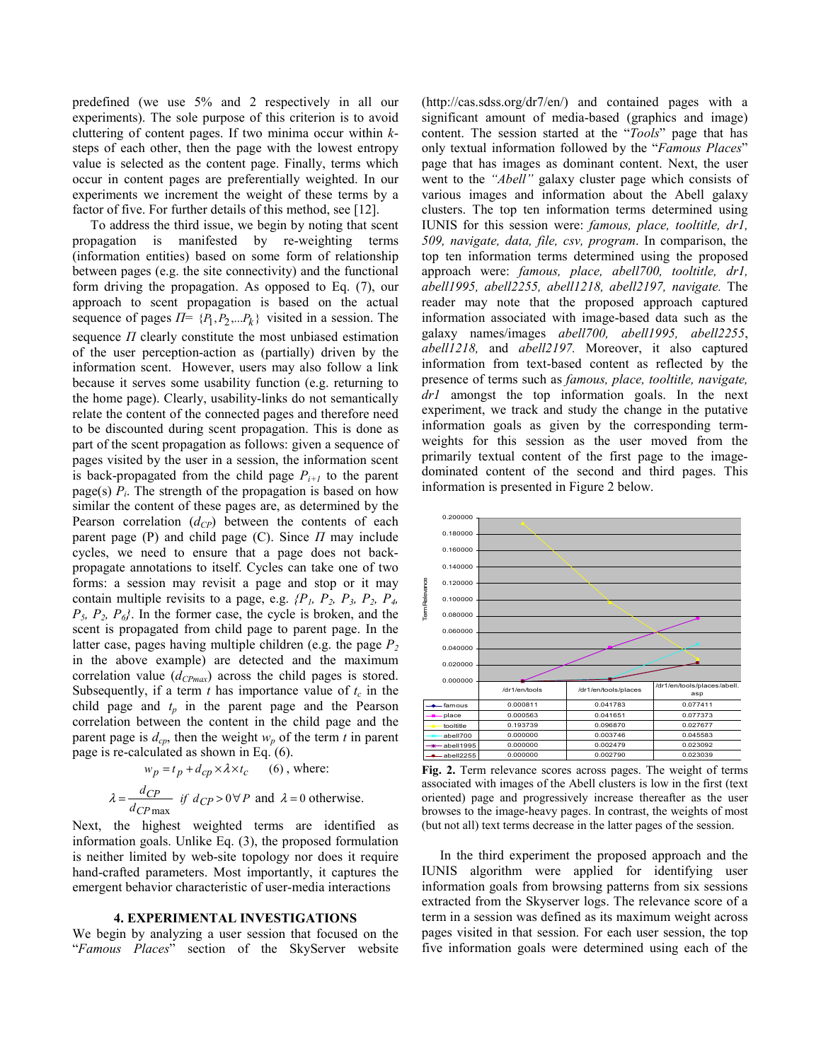predefined (we use 5% and 2 respectively in all our experiments). The sole purpose of this criterion is to avoid cluttering of content pages. If two minima occur within $k$-steps of each other, then the page with the lowest entropy value is selected as the content page. Finally, terms which occur in content pages are preferentially weighted. In our experiments we increment the weight of these terms by a factor of five. For further details of this method, see [12].

To address the third issue, we begin by noting that scent propagation is manifested by re-weighting terms (information entities) based on some form of relationship between pages (e.g. the site connectivity) and the functional form driving the propagation. As opposed to Eq. (7), our approach to scent propagation is based on the actual sequence of pages $\Pi = \{P_1, P_2, ...P_k\}$ visited in a session. The sequence $\Pi$ clearly constitute the most unbiased estimation of the user perception-action as (partially) driven by the information scent. However, users may also follow a link because it serves some usability function (e.g. returning to the home page). Clearly, usability-links do not semantically relate the content of the connected pages and therefore need to be discounted during scent propagation. This is done as part of the scent propagation as follows: given a sequence of pages visited by the user in a session, the information scent is back-propagated from the child page $P_{i+1}$ to the parent page(s) $P_i$. The strength of the propagation is based on how similar the content of these pages are, as determined by the Pearson correlation ($d_{CP}$) between the contents of each parent page (P) and child page (C). Since $\Pi$ may include cycles, we need to ensure that a page does not back-propagate annotations to itself. Cycles can take one of two forms: a session may revisit a page and stop or it may contain multiple revisits to a page, e.g. $\{P_1, P_2, P_3, P_2, P_4, P_5, P_2, P_6\}$. In the former case, the cycle is broken, and the scent is propagated from child page to parent page. In the latter case, pages having multiple children (e.g. the page $P_2$ in the above example) are detected and the maximum correlation value ($d_{CPmax}$) across the child pages is stored. Subsequently, if a term $t$ has importance value of $t_c$ in the child page and $t_p$ in the parent page and the Pearson correlation between the content in the child page and the parent page is $d_{cp}$, then the weight $w_p$ of the term $t$ in parent page is re-calculated as shown in Eq. (6).

$$w_p = t_p + d_{cp} \times \lambda \times t_c \qquad (6)\text{, where:}$$

$$\lambda = \frac{d_{CP}}{d_{CP\max}} \;\; if \;\; d_{CP} > 0 \,\forall P \;\text{ and }\; \lambda = 0 \text{ otherwise.}$$

Next, the highest weighted terms are identified as information goals. Unlike Eq. (3), the proposed formulation is neither limited by web-site topology nor does it require hand-crafted parameters. Most importantly, it captures the emergent behavior characteristic of user-media interactions

## 4. EXPERIMENTAL INVESTIGATIONS

We begin by analyzing a user session that focused on the "*Famous Places*" section of the SkyServer website (http://cas.sdss.org/dr7/en/) and contained pages with a significant amount of media-based (graphics and image) content. The session started at the "*Tools*" page that has only textual information followed by the "*Famous Places*" page that has images as dominant content. Next, the user went to the *"Abell"* galaxy cluster page which consists of various images and information about the Abell galaxy clusters. The top ten information terms determined using IUNIS for this session were: *famous, place, tooltitle, dr1, 509, navigate, data, file, csv, program*. In comparison, the top ten information terms determined using the proposed approach were: *famous, place, abell700, tooltitle, dr1, abell1995, abell2255, abell1218, abell2197, navigate.* The reader may note that the proposed approach captured information associated with image-based data such as the galaxy names/images *abell700, abell1995, abell2255*, *abell1218,* and *abell2197.* Moreover, it also captured information from text-based content as reflected by the presence of terms such as *famous, place, tooltitle, navigate, dr1* amongst the top information goals. In the next experiment, we track and study the change in the putative information goals as given by the corresponding term-weights for this session as the user moved from the primarily textual content of the first page to the image-dominated content of the second and third pages. This information is presented in Figure 2 below.

| | /dr1/en/tools | /dr1/en/tools/places | /dr1/en/tools/places/abell.asp |
|---|---|---|---|
| famous | 0.000811 | 0.041783 | 0.077411 |
| place | 0.000563 | 0.041651 | 0.077373 |
| tooltitle | 0.193739 | 0.096870 | 0.027677 |
| abell700 | 0.000000 | 0.003746 | 0.045583 |
| abell1995 | 0.000000 | 0.002479 | 0.023092 |
| abell2255 | 0.000000 | 0.002790 | 0.023039 |

**Fig. 2.** Term relevance scores across pages. The weight of terms associated with images of the Abell clusters is low in the first (text oriented) page and progressively increase thereafter as the user browses to the image-heavy pages. In contrast, the weights of most (but not all) text terms decrease in the latter pages of the session.

In the third experiment the proposed approach and the IUNIS algorithm were applied for identifying user information goals from browsing patterns from six sessions extracted from the Skyserver logs. The relevance score of a term in a session was defined as its maximum weight across pages visited in that session. For each user session, the top five information goals were determined using each of the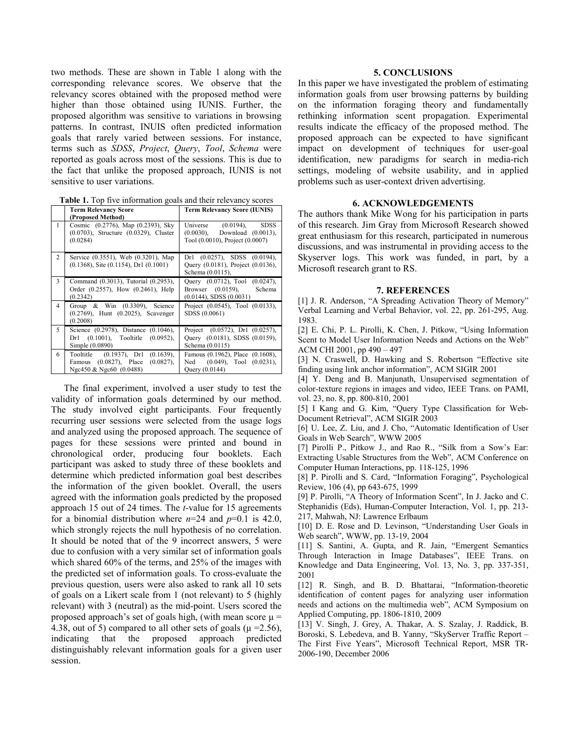two methods. These are shown in Table 1 along with the corresponding relevance scores. We observe that the relevancy scores obtained with the proposed method were higher than those obtained using IUNIS. Further, the proposed algorithm was sensitive to variations in browsing patterns. In contrast, INUIS often predicted information goals that rarely varied between sessions. For instance, terms such as *SDSS*, *Project*, *Query*, *Tool*, *Schema* were reported as goals across most of the sessions. This is due to the fact that unlike the proposed approach, IUNIS is not sensitive to user variations.

**Table 1.** Top five information goals and their relevancy scores

| | Term Relevancy Score (Proposed Method) | Term Relevancy Score (IUNIS) |
|---|---|---|
| 1 | Cosmic (0.2776), Map (0.2393), Sky (0.0703), Structure (0.0329), Cluster (0.0284) | Universe (0.0194), SDSS (0.0030), Download (0.0013), Tool (0.0010), Project (0.0007) |
| 2 | Service (0.3551), Web (0.3201), Map (0.1368), Site (0.1154), Dr1 (0.1001) | Dr1 (0.0257), SDSS (0.0194), Query (0.0181), Project (0.0136), Schema (0.0115), |
| 3 | Command (0.3013), Tutorial (0.2953), Order (0.2557), How (0.2461), Help (0.2342) | Query (0.0712), Tool (0.0247), Browser (0.0159), Schema (0.0144), SDSS (0.0031) |
| 4 | Group & Win (0.3309), Science (0.2769), Hunt (0.2025), Scavenger (0.2008) | Project (0.0545), Tool (0.0133), SDSS (0.0061) |
| 5 | Science (0.2978), Distance (0.1046), Dr1 (0.1001), Tooltitle (0.0952), Simple (0.0890) | Project (0.0572), Dr1 (0.0257), Query (0.0181), SDSS (0.0159), Schema (0.0115) |
| 6 | Tooltitle (0.1937), Dr1 (0.1639), Famous (0.0827), Place (0.0827), Ngc450 & Ngc60 (0.0488) | Famous (0.1962), Place (0.1608), Ned (0.049), Tool (0.0231), Query (0.0144) |

The final experiment, involved a user study to test the validity of information goals determined by our method. The study involved eight participants. Four frequently recurring user sessions were selected from the usage logs and analyzed using the proposed approach. The sequence of pages for these sessions were printed and bound in chronological order, producing four booklets. Each participant was asked to study three of these booklets and determine which predicted information goal best describes the information of the given booklet. Overall, the users agreed with the information goals predicted by the proposed approach 15 out of 24 times. The *t*-value for 15 agreements for a binomial distribution where $n$=24 and $p$=0.1 is 42.0, which strongly rejects the null hypothesis of no correlation. It should be noted that of the 9 incorrect answers, 5 were due to confusion with a very similar set of information goals which shared 60% of the terms, and 25% of the images with the predicted set of information goals. To cross-evaluate the previous question, users were also asked to rank all 10 sets of goals on a Likert scale from 1 (not relevant) to 5 (highly relevant) with 3 (neutral) as the mid-point. Users scored the proposed approach's set of goals high, (with mean score $\mu$ = 4.38, out of 5) compared to all other sets of goals ($\mu$ =2.56), indicating that the proposed approach predicted distinguishably relevant information goals for a given user session.

## 5. CONCLUSIONS

In this paper we have investigated the problem of estimating information goals from user browsing patterns by building on the information foraging theory and fundamentally rethinking information scent propagation. Experimental results indicate the efficacy of the proposed method. The proposed approach can be expected to have significant impact on development of techniques for user-goal identification, new paradigms for search in media-rich settings, modeling of website usability, and in applied problems such as user-context driven advertising.

## 6. ACKNOWLEDGEMENTS

The authors thank Mike Wong for his participation in parts of this research. Jim Gray from Microsoft Research showed great enthusiasm for this research, participated in numerous discussions, and was instrumental in providing access to the Skyserver logs. This work was funded, in part, by a Microsoft research grant to RS.

## 7. REFERENCES

[1] J. R. Anderson, "A Spreading Activation Theory of Memory" Verbal Learning and Verbal Behavior, vol. 22, pp. 261-295, Aug. 1983.

[2] E. Chi, P. L. Pirolli, K. Chen, J. Pitkow, "Using Information Scent to Model User Information Needs and Actions on the Web" ACM CHI 2001, pp 490 – 497

[3] N. Craswell, D. Hawking and S. Robertson "Effective site finding using link anchor information", ACM SIGIR 2001

[4] Y. Deng and B. Manjunath, Unsupervised segmentation of color-texture regions in images and video, IEEE Trans. on PAMI, vol. 23, no. 8, pp. 800-810, 2001

[5] I Kang and G. Kim, "Query Type Classification for Web-Document Retrieval", ACM SIGIR 2003

[6] U. Lee, Z. Liu, and J. Cho, "Automatic Identification of User Goals in Web Search", WWW 2005

[7] Pirolli P., Pitkow J., and Rao R., "Silk from a Sow's Ear: Extracting Usable Structures from the Web", ACM Conference on Computer Human Interactions, pp. 118-125, 1996

[8] P. Pirolli and S. Card, "Information Foraging", Psychological Review, 106 (4), pp 643-675, 1999

[9] P. Pirolli, "A Theory of Information Scent", In J. Jacko and C. Stephanidis (Eds), Human-Computer Interaction, Vol. 1, pp. 213-217, Mahwah, NJ: Lawrence Erlbaum

[10] D. E. Rose and D. Levinson, "Understanding User Goals in Web search", WWW, pp. 13-19, 2004

[11] S. Santini, A. Gupta, and R. Jain, "Emergent Semantics Through Interaction in Image Databases", IEEE Trans. on Knowledge and Data Engineering, Vol. 13, No. 3, pp. 337-351, 2001

[12] R. Singh, and B. D. Bhattarai, "Information-theoretic identification of content pages for analyzing user information needs and actions on the multimedia web", ACM Symposium on Applied Computing, pp. 1806-1810, 2009

[13] V. Singh, J. Grey, A. Thakar, A. S. Szalay, J. Raddick, B. Boroski, S. Lebedeva, and B. Yanny, "SkyServer Traffic Report – The First Five Years", Microsoft Technical Report, MSR TR-2006-190, December 2006